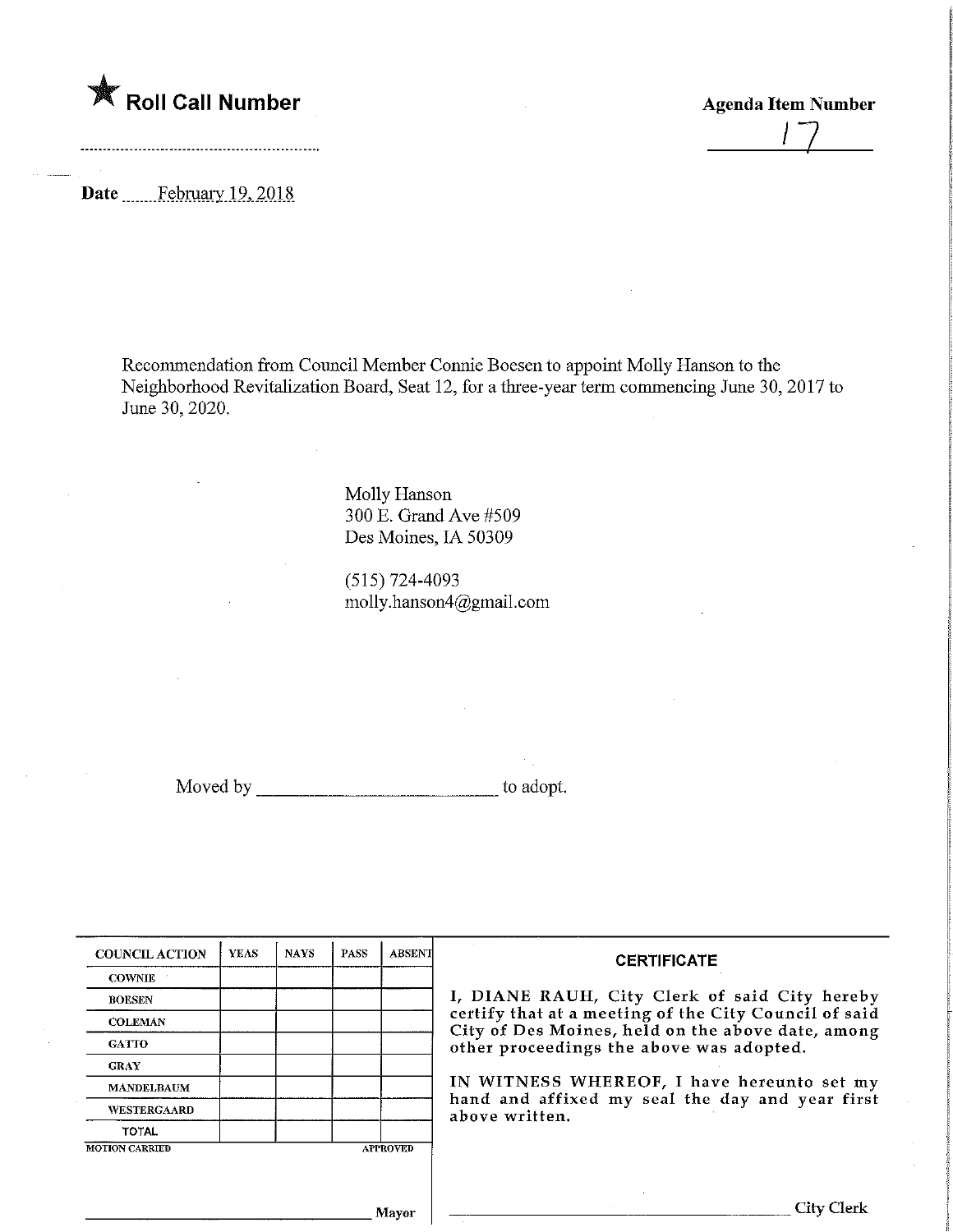★ **Roll Call Number**

**Agenda Item Number**

17

**Date** February 19, 2018

Recommendation from Council Member Connie Boesen to appoint Molly Hanson to the Neighborhood Revitalization Board, Seat 12, for a three-year term commencing June 30, 2017 to June 30, 2020.

Molly Hanson
300 E. Grand Ave #509
Des Moines, IA 50309

(515) 724-4093
molly.hanson4@gmail.com

Moved by ____________________ to adopt.

| COUNCIL ACTION | YEAS | NAYS | PASS | ABSENT |
|---|---|---|---|---|
| COWNIE | | | | |
| BOESEN | | | | |
| COLEMAN | | | | |
| GATTO | | | | |
| GRAY | | | | |
| MANDELBAUM | | | | |
| WESTERGAARD | | | | |
| TOTAL | | | | |

MOTION CARRIED APPROVED

____________________ Mayor

**CERTIFICATE**

I, DIANE RAUH, City Clerk of said City hereby certify that at a meeting of the City Council of said City of Des Moines, held on the above date, among other proceedings the above was adopted.

IN WITNESS WHEREOF, I have hereunto set my hand and affixed my seal the day and year first above written.

____________________ City Clerk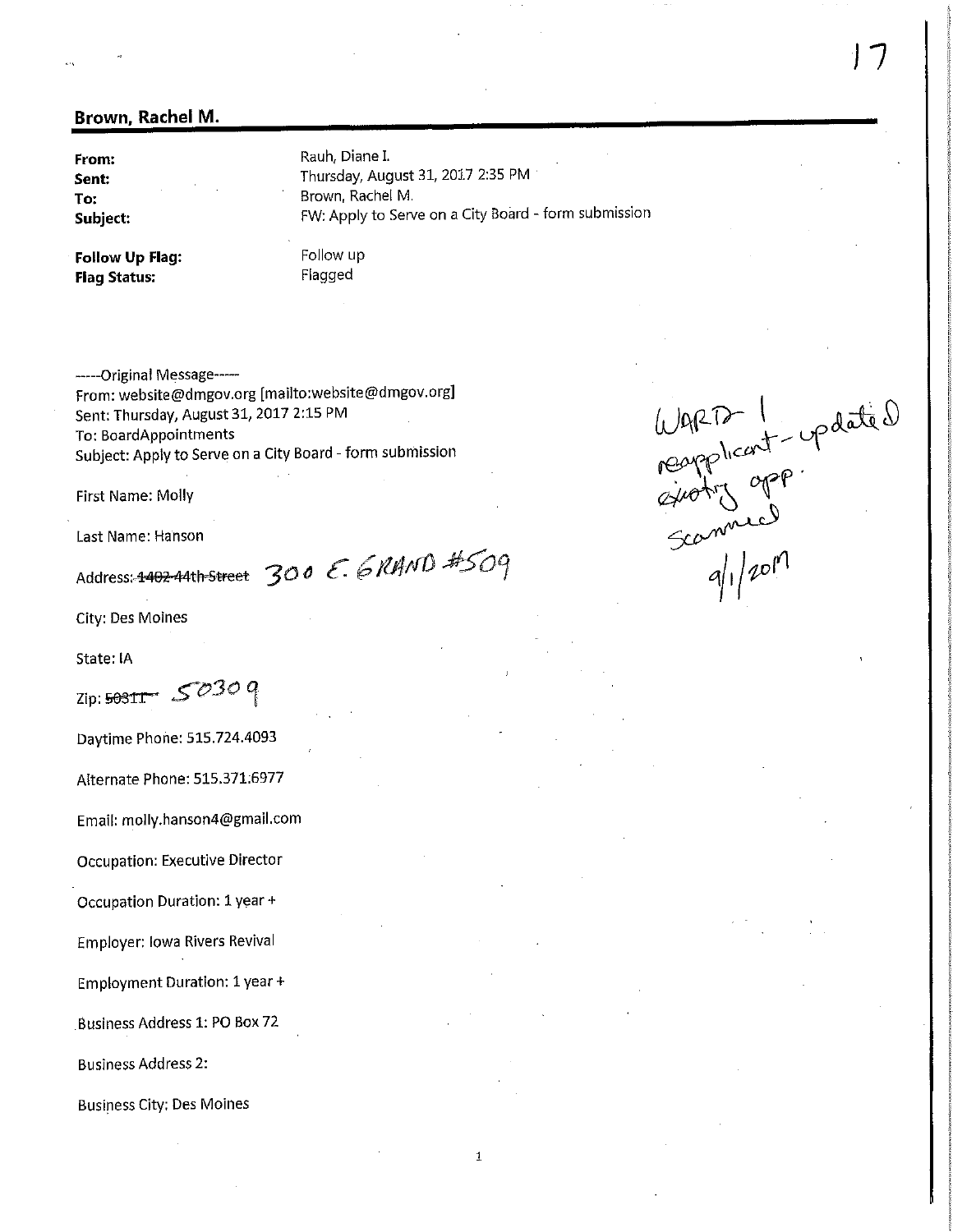## Brown, Rachel M.

**From:** Rauh, Diane I.
**Sent:** Thursday, August 31, 2017 2:35 PM
**To:** Brown, Rachel M.
**Subject:** FW: Apply to Serve on a City Board - form submission

**Follow Up Flag:** Follow up
**Flag Status:** Flagged

-----Original Message-----
From: website@dmgov.org [mailto:website@dmgov.org]
Sent: Thursday, August 31, 2017 2:15 PM
To: BoardAppointments
Subject: Apply to Serve on a City Board - form submission

WARD 1
reapplicant - updated existing app.
Scanned
9/1/2017

First Name: Molly

Last Name: Hanson

Address: ~~1402 44th Street~~ 300 E. GRAND #509

City: Des Moines

State: IA

Zip: ~~50311~~ 50309

Daytime Phone: 515.724.4093

Alternate Phone: 515.371.6977

Email: molly.hanson4@gmail.com

Occupation: Executive Director

Occupation Duration: 1 year +

Employer: Iowa Rivers Revival

Employment Duration: 1 year +

Business Address 1: PO Box 72

Business Address 2:

Business City: Des Moines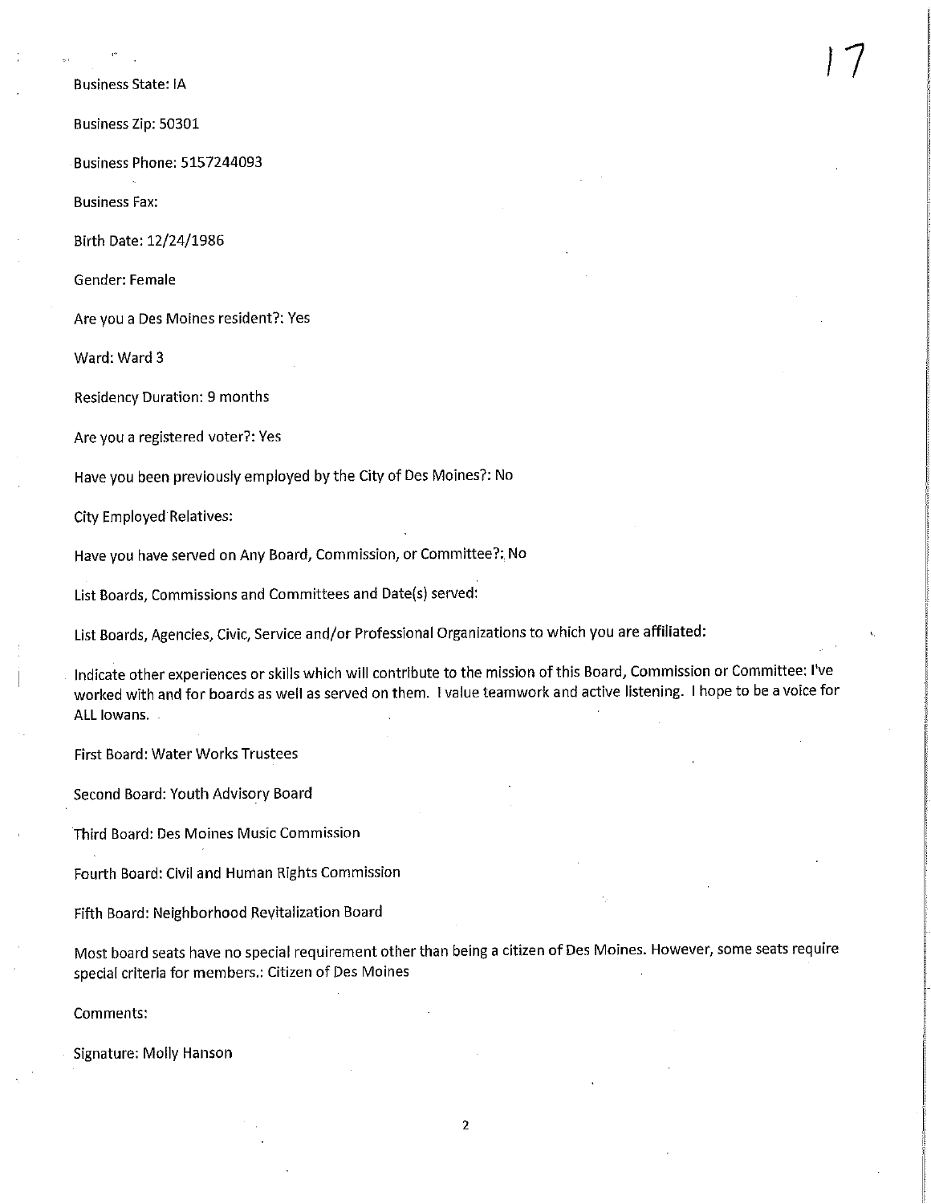Business State: IA

Business Zip: 50301

Business Phone: 5157244093

Business Fax:

Birth Date: 12/24/1986

Gender: Female

Are you a Des Moines resident?: Yes

Ward: Ward 3

Residency Duration: 9 months

Are you a registered voter?: Yes

Have you been previously employed by the City of Des Moines?: No

City Employed Relatives:

Have you have served on Any Board, Commission, or Committee?: No

List Boards, Commissions and Committees and Date(s) served:

List Boards, Agencies, Civic, Service and/or Professional Organizations to which you are affiliated:

Indicate other experiences or skills which will contribute to the mission of this Board, Commission or Committee: I've worked with and for boards as well as served on them. I value teamwork and active listening. I hope to be a voice for ALL Iowans.

First Board: Water Works Trustees

Second Board: Youth Advisory Board

Third Board: Des Moines Music Commission

Fourth Board: Civil and Human Rights Commission

Fifth Board: Neighborhood Revitalization Board

Most board seats have no special requirement other than being a citizen of Des Moines. However, some seats require special criteria for members.: Citizen of Des Moines

Comments:

Signature: Molly Hanson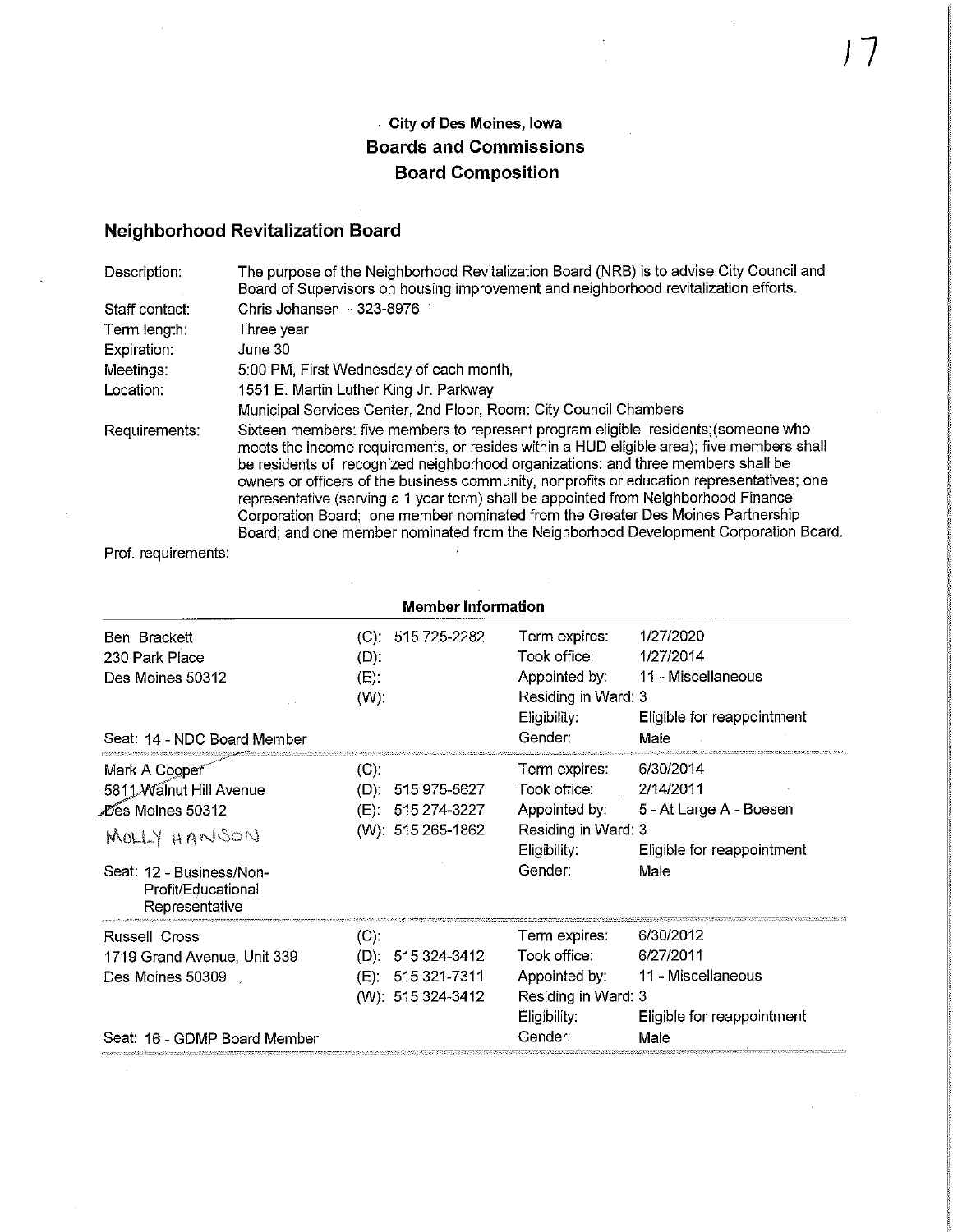### City of Des Moines, Iowa
### Boards and Commissions
### Board Composition

## Neighborhood Revitalization Board

| | |
|---|---|
| Description: | The purpose of the Neighborhood Revitalization Board (NRB) is to advise City Council and Board of Supervisors on housing improvement and neighborhood revitalization efforts. |
| Staff contact: | Chris Johansen - 323-8976 |
| Term length: | Three year |
| Expiration: | June 30 |
| Meetings: | 5:00 PM, First Wednesday of each month, |
| Location: | 1551 E. Martin Luther King Jr. Parkway<br>Municipal Services Center, 2nd Floor, Room: City Council Chambers |
| Requirements: | Sixteen members: five members to represent program eligible residents;(someone who meets the income requirements, or resides within a HUD eligible area); five members shall be residents of recognized neighborhood organizations; and three members shall be owners or officers of the business community, nonprofits or education representatives; one representative (serving a 1 year term) shall be appointed from Neighborhood Finance Corporation Board; one member nominated from the Greater Des Moines Partnership Board; and one member nominated from the Neighborhood Development Corporation Board. |
| Prof. requirements: | |

### Member Information

| Member | Phone | | |
|---|---|---|---|
| Ben Brackett<br>230 Park Place<br>Des Moines 50312<br><br>Seat: 14 - NDC Board Member | (C): 515 725-2282<br>(D):<br>(E):<br>(W): | Term expires:<br>Took office:<br>Appointed by:<br>Residing in Ward: 3<br>Eligibility:<br>Gender: | 1/27/2020<br>1/27/2014<br>11 - Miscellaneous<br><br>Eligible for reappointment<br>Male |
| Mark A Cooper<br>5811 Walnut Hill Avenue<br>Des Moines 50312<br>MOLLY HANSON<br><br>Seat: 12 - Business/Non-Profit/Educational Representative | (C):<br>(D): 515 975-5627<br>(E): 515 274-3227<br>(W): 515 265-1862 | Term expires:<br>Took office:<br>Appointed by:<br>Residing in Ward: 3<br>Eligibility:<br>Gender: | 6/30/2014<br>2/14/2011<br>5 - At Large A - Boesen<br><br>Eligible for reappointment<br>Male |
| Russell Cross<br>1719 Grand Avenue, Unit 339<br>Des Moines 50309<br><br>Seat: 16 - GDMP Board Member | (C):<br>(D): 515 324-3412<br>(E): 515 321-7311<br>(W): 515 324-3412 | Term expires:<br>Took office:<br>Appointed by:<br>Residing in Ward: 3<br>Eligibility:<br>Gender: | 6/30/2012<br>6/27/2011<br>11 - Miscellaneous<br><br>Eligible for reappointment<br>Male |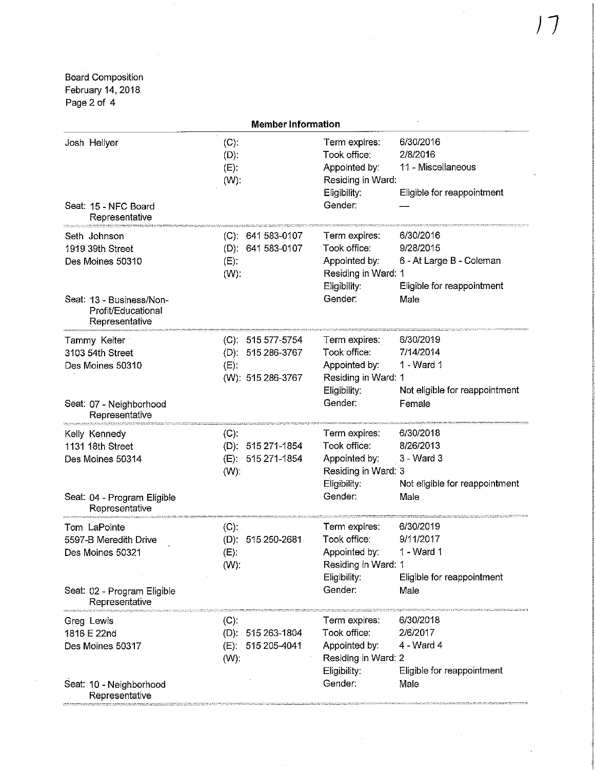Board Composition
February 14, 2018

## Member Information

| Member | Phone | Field | Value |
|---|---|---|---|
| Josh Hellyer | (C): | Term expires: | 6/30/2016 |
| | (D): | Took office: | 2/8/2016 |
| | (E): | Appointed by: | 11 - Miscellaneous |
| | (W): | Residing in Ward: | |
| | | Eligibility: | Eligible for reappointment |
| Seat: 15 - NFC Board Representative | | Gender: | — |
| Seth Johnson | (C): 641 583-0107 | Term expires: | 6/30/2016 |
| 1919 39th Street | (D): 641 583-0107 | Took office: | 9/28/2015 |
| Des Moines 50310 | (E): | Appointed by: | 6 - At Large B - Coleman |
| | (W): | Residing in Ward: | 1 |
| | | Eligibility: | Eligible for reappointment |
| Seat: 13 - Business/Non-Profit/Educational Representative | | Gender: | Male |
| Tammy Keiter | (C): 515 577-5754 | Term expires: | 6/30/2019 |
| 3103 54th Street | (D): 515 286-3767 | Took office: | 7/14/2014 |
| Des Moines 50310 | (E): | Appointed by: | 1 - Ward 1 |
| | (W): 515 286-3767 | Residing in Ward: | 1 |
| | | Eligibility: | Not eligible for reappointment |
| Seat: 07 - Neighborhood Representative | | Gender: | Female |
| Kelly Kennedy | (C): | Term expires: | 6/30/2018 |
| 1131 18th Street | (D): 515 271-1854 | Took office: | 8/26/2013 |
| Des Moines 50314 | (E): 515 271-1854 | Appointed by: | 3 - Ward 3 |
| | (W): | Residing in Ward: | 3 |
| | | Eligibility: | Not eligible for reappointment |
| Seat: 04 - Program Eligible Representative | | Gender: | Male |
| Tom LaPointe | (C): | Term expires: | 6/30/2019 |
| 5597-B Meredith Drive | (D): 515 250-2681 | Took office: | 9/11/2017 |
| Des Moines 50321 | (E): | Appointed by: | 1 - Ward 1 |
| | (W): | Residing in Ward: | 1 |
| | | Eligibility: | Eligible for reappointment |
| Seat: 02 - Program Eligible Representative | | Gender: | Male |
| Greg Lewis | (C): | Term expires: | 6/30/2018 |
| 1816 E 22nd | (D): 515 263-1804 | Took office: | 2/6/2017 |
| Des Moines 50317 | (E): 515 205-4041 | Appointed by: | 4 - Ward 4 |
| | (W): | Residing in Ward: | 2 |
| | | Eligibility: | Eligible for reappointment |
| Seat: 10 - Neighborhood Representative | | Gender: | Male |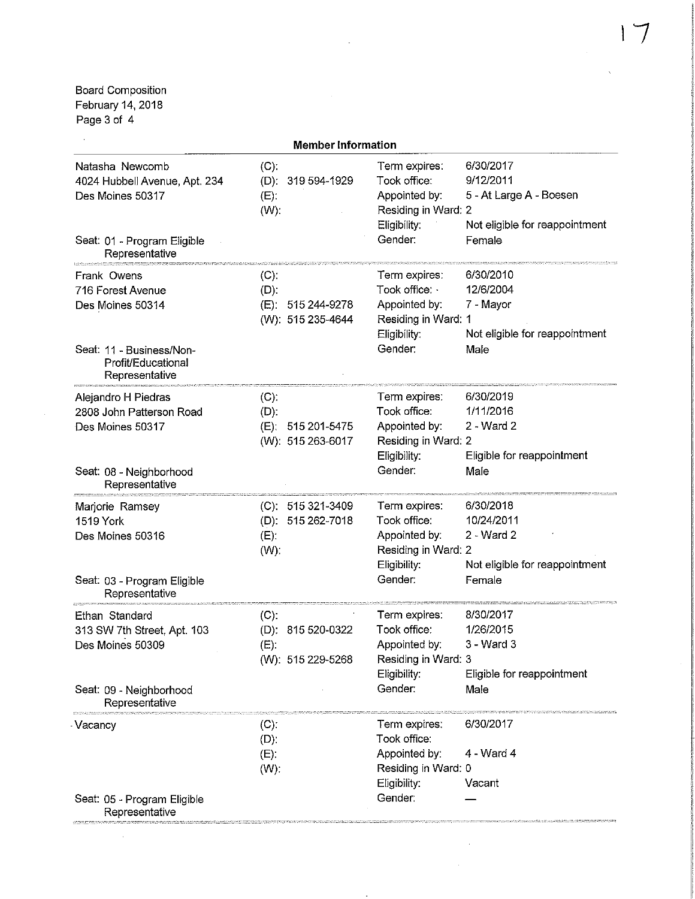Board Composition
February 14, 2018

## Member Information

| Member | Contact | Details | |
|---|---|---|---|
| Natasha Newcomb<br>4024 Hubbell Avenue, Apt. 234<br>Des Moines 50317<br><br>Seat: 01 - Program Eligible Representative | (C):<br>(D): 319 594-1929<br>(E):<br>(W): | Term expires:<br>Took office:<br>Appointed by:<br>Residing in Ward:<br>Eligibility:<br>Gender: | 6/30/2017<br>9/12/2011<br>5 - At Large A - Boesen<br>2<br>Not eligible for reappointment<br>Female |
| Frank Owens<br>716 Forest Avenue<br>Des Moines 50314<br><br>Seat: 11 - Business/Non-Profit/Educational Representative | (C):<br>(D):<br>(E): 515 244-9278<br>(W): 515 235-4644 | Term expires:<br>Took office:<br>Appointed by:<br>Residing in Ward:<br>Eligibility:<br>Gender: | 6/30/2010<br>12/6/2004<br>7 - Mayor<br>1<br>Not eligible for reappointment<br>Male |
| Alejandro H Piedras<br>2808 John Patterson Road<br>Des Moines 50317<br><br>Seat: 08 - Neighborhood Representative | (C):<br>(D):<br>(E): 515 201-5475<br>(W): 515 263-6017 | Term expires:<br>Took office:<br>Appointed by:<br>Residing in Ward:<br>Eligibility:<br>Gender: | 6/30/2019<br>1/11/2016<br>2 - Ward 2<br>2<br>Eligible for reappointment<br>Male |
| Marjorie Ramsey<br>1519 York<br>Des Moines 50316<br><br>Seat: 03 - Program Eligible Representative | (C): 515 321-3409<br>(D): 515 262-7018<br>(E):<br>(W): | Term expires:<br>Took office:<br>Appointed by:<br>Residing in Ward:<br>Eligibility:<br>Gender: | 6/30/2018<br>10/24/2011<br>2 - Ward 2<br>2<br>Not eligible for reappointment<br>Female |
| Ethan Standard<br>313 SW 7th Street, Apt. 103<br>Des Moines 50309<br><br>Seat: 09 - Neighborhood Representative | (C):<br>(D): 815 520-0322<br>(E):<br>(W): 515 229-5268 | Term expires:<br>Took office:<br>Appointed by:<br>Residing in Ward:<br>Eligibility:<br>Gender: | 8/30/2017<br>1/26/2015<br>3 - Ward 3<br>3<br>Eligible for reappointment<br>Male |
| Vacancy<br><br>Seat: 05 - Program Eligible Representative | (C):<br>(D):<br>(E):<br>(W): | Term expires:<br>Took office:<br>Appointed by:<br>Residing in Ward:<br>Eligibility:<br>Gender: | 6/30/2017<br><br>4 - Ward 4<br>0<br>Vacant<br>— |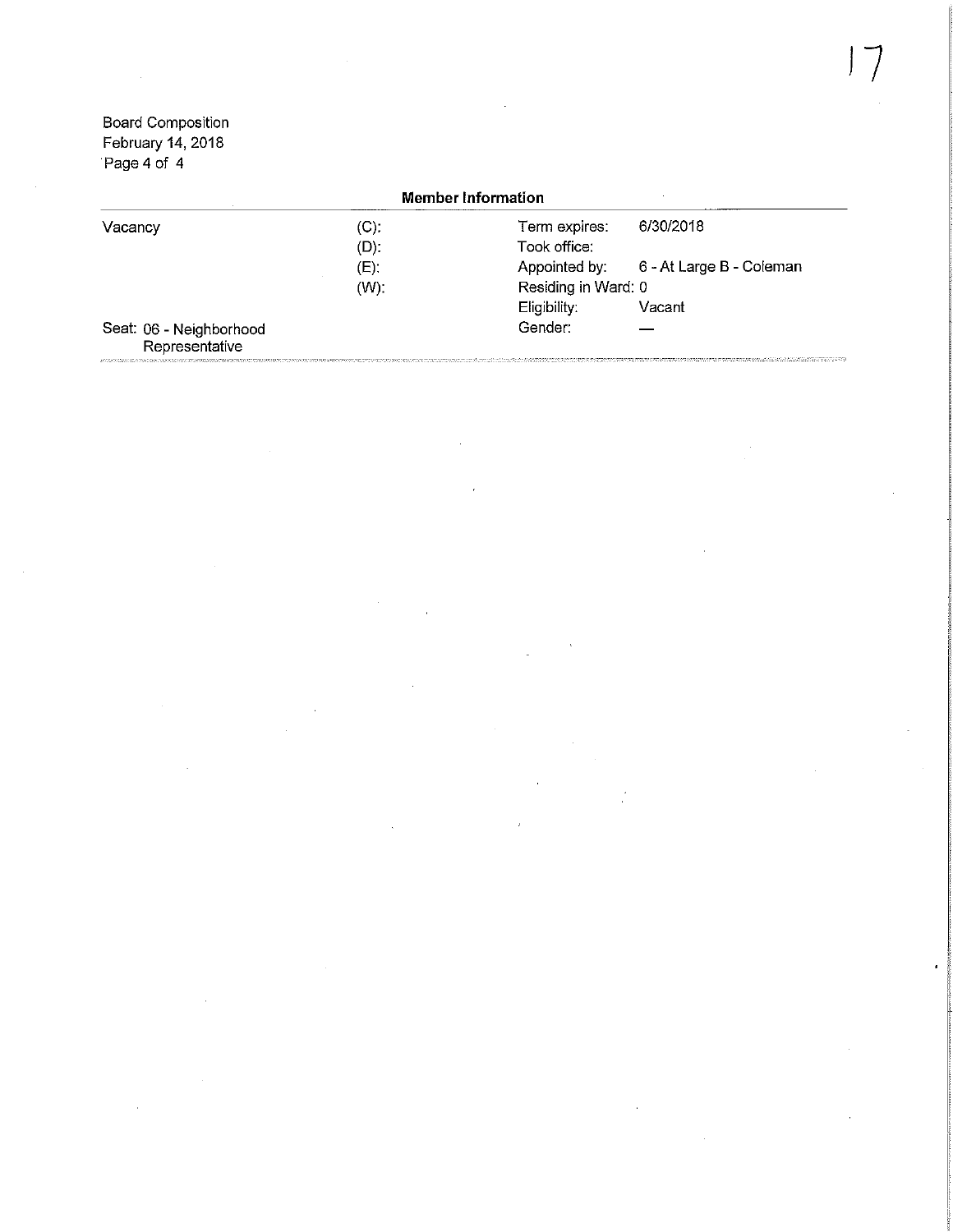Board Composition
February 14, 2018

**Member Information**

| | | | |
|---|---|---|---|
| Vacancy | (C): | Term expires: | 6/30/2018 |
| | (D): | Took office: | |
| | (E): | Appointed by: | 6 - At Large B - Coleman |
| | (W): | Residing in Ward: 0 | |
| | | Eligibility: | Vacant |
| Seat: 06 - Neighborhood Representative | | Gender: | — |